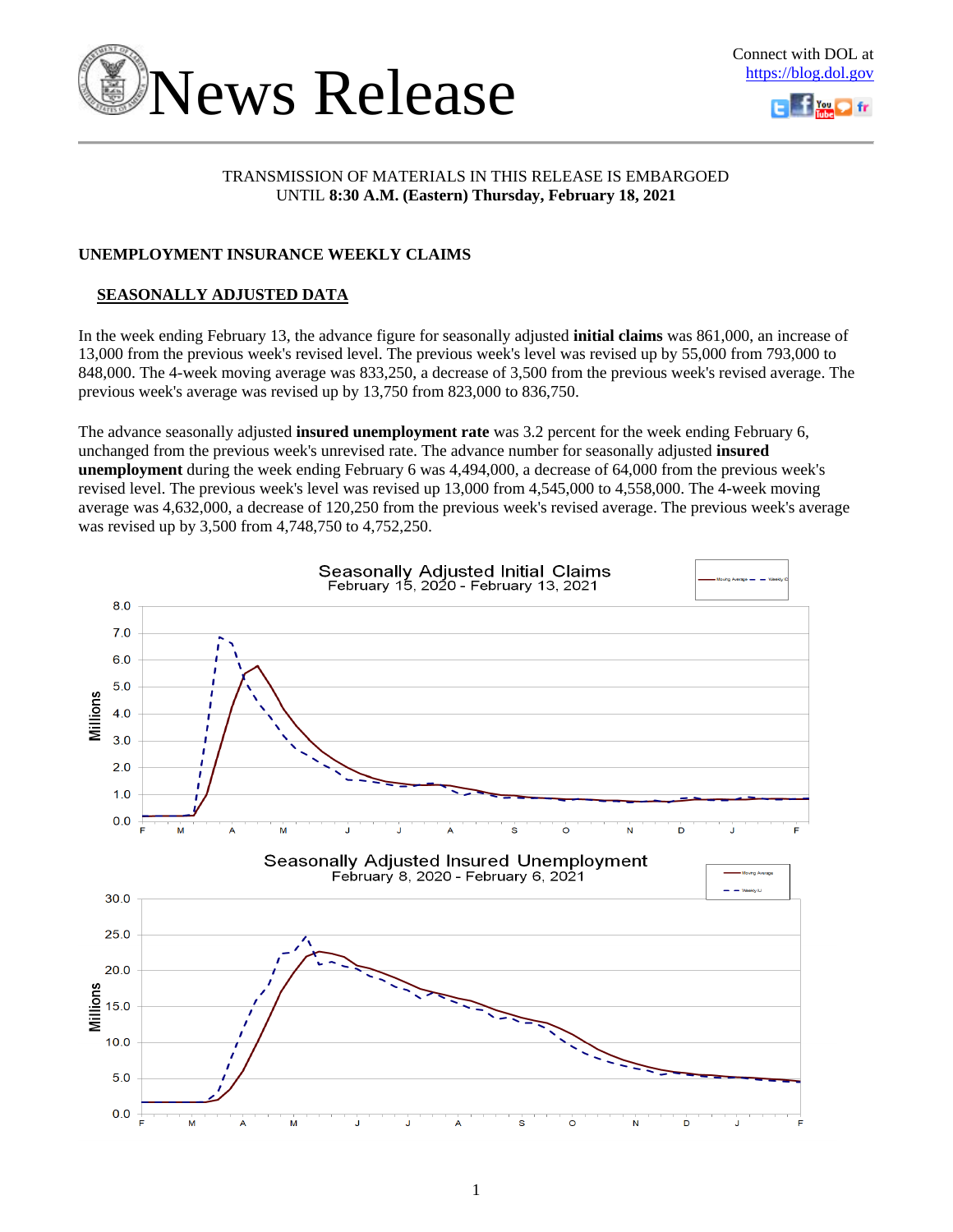# News Release

Connect with DOL at https://blog.dol.gov

TRANSMISSION OF MATERIALS IN THIS RELEASE IS EMBARGOED
UNTIL **8:30 A.M. (Eastern) Thursday, February 18, 2021**

## UNEMPLOYMENT INSURANCE WEEKLY CLAIMS

### SEASONALLY ADJUSTED DATA

In the week ending February 13, the advance figure for seasonally adjusted **initial claims** was 861,000, an increase of 13,000 from the previous week's revised level. The previous week's level was revised up by 55,000 from 793,000 to 848,000. The 4-week moving average was 833,250, a decrease of 3,500 from the previous week's revised average. The previous week's average was revised up by 13,750 from 823,000 to 836,750.

The advance seasonally adjusted **insured unemployment rate** was 3.2 percent for the week ending February 6, unchanged from the previous week's unrevised rate. The advance number for seasonally adjusted **insured unemployment** during the week ending February 6 was 4,494,000, a decrease of 64,000 from the previous week's revised level. The previous week's level was revised up 13,000 from 4,545,000 to 4,558,000. The 4-week moving average was 4,632,000, a decrease of 120,250 from the previous week's revised average. The previous week's average was revised up by 3,500 from 4,748,750 to 4,752,250.

**Seasonally Adjusted Initial Claims**
February 15, 2020 - February 13, 2021

**Seasonally Adjusted Insured Unemployment**
February 8, 2020 - February 6, 2021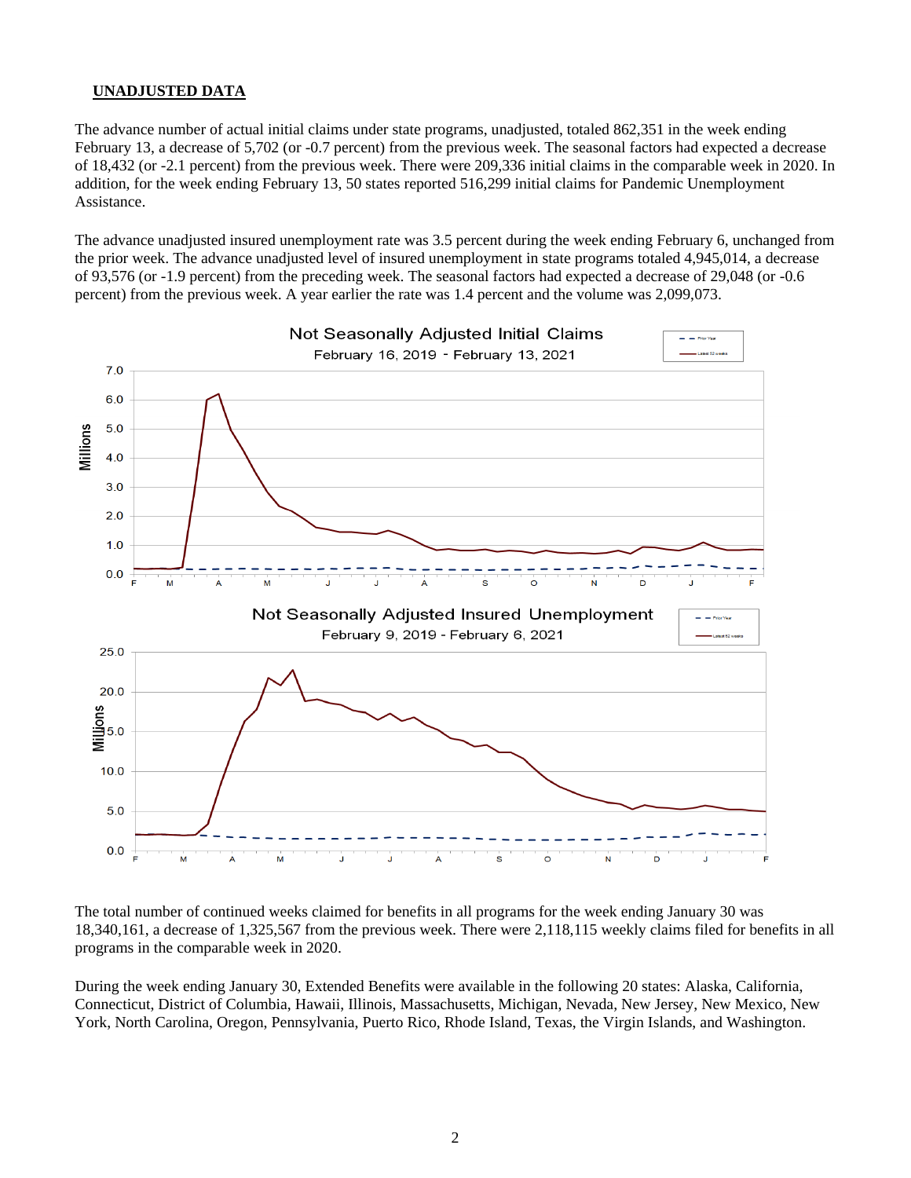## UNADJUSTED DATA

The advance number of actual initial claims under state programs, unadjusted, totaled 862,351 in the week ending February 13, a decrease of 5,702 (or -0.7 percent) from the previous week. The seasonal factors had expected a decrease of 18,432 (or -2.1 percent) from the previous week. There were 209,336 initial claims in the comparable week in 2020. In addition, for the week ending February 13, 50 states reported 516,299 initial claims for Pandemic Unemployment Assistance.

The advance unadjusted insured unemployment rate was 3.5 percent during the week ending February 6, unchanged from the prior week. The advance unadjusted level of insured unemployment in state programs totaled 4,945,014, a decrease of 93,576 (or -1.9 percent) from the preceding week. The seasonal factors had expected a decrease of 29,048 (or -0.6 percent) from the previous week. A year earlier the rate was 1.4 percent and the volume was 2,099,073.

The total number of continued weeks claimed for benefits in all programs for the week ending January 30 was 18,340,161, a decrease of 1,325,567 from the previous week. There were 2,118,115 weekly claims filed for benefits in all programs in the comparable week in 2020.

During the week ending January 30, Extended Benefits were available in the following 20 states: Alaska, California, Connecticut, District of Columbia, Hawaii, Illinois, Massachusetts, Michigan, Nevada, New Jersey, New Mexico, New York, North Carolina, Oregon, Pennsylvania, Puerto Rico, Rhode Island, Texas, the Virgin Islands, and Washington.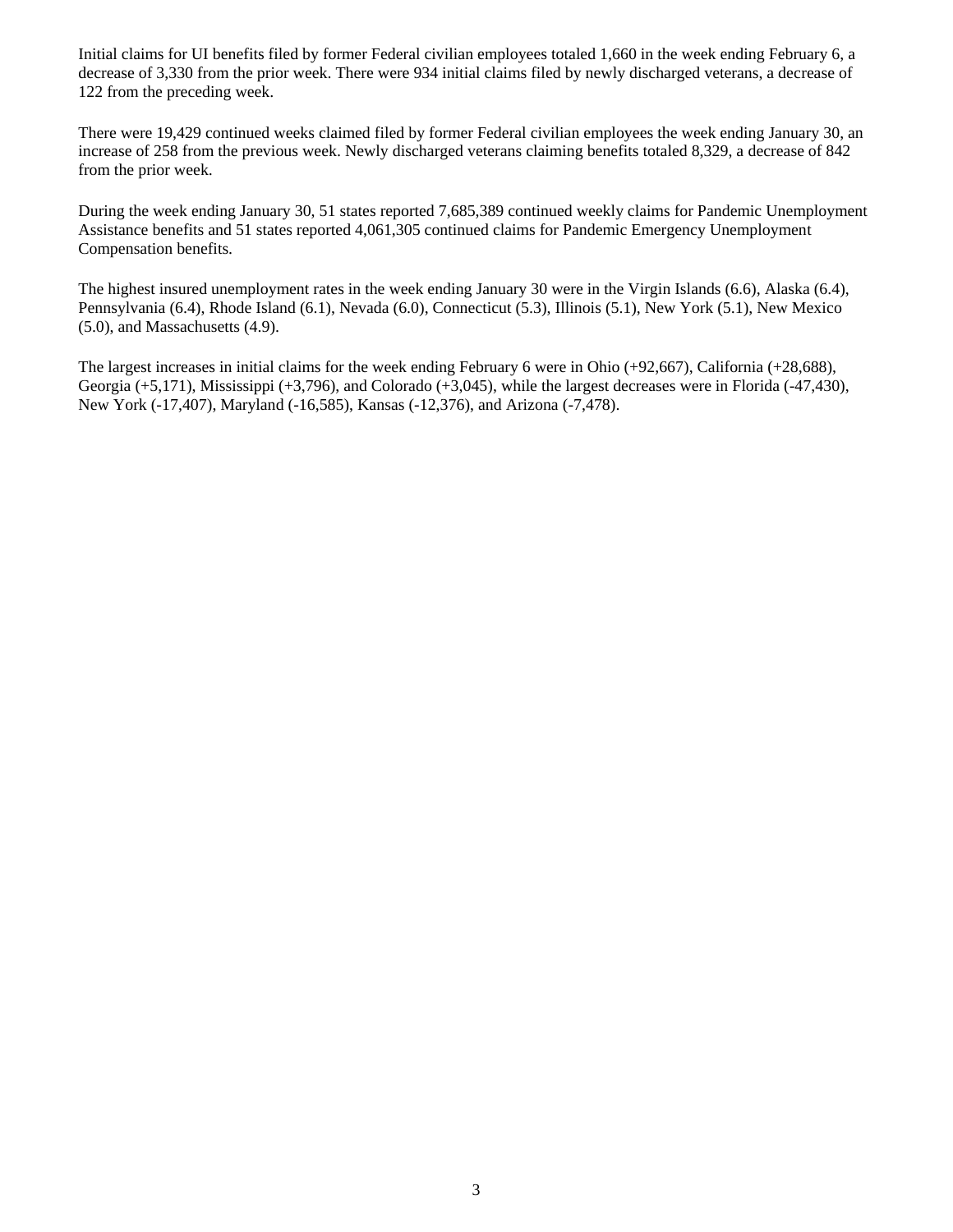Initial claims for UI benefits filed by former Federal civilian employees totaled 1,660 in the week ending February 6, a decrease of 3,330 from the prior week. There were 934 initial claims filed by newly discharged veterans, a decrease of 122 from the preceding week.

There were 19,429 continued weeks claimed filed by former Federal civilian employees the week ending January 30, an increase of 258 from the previous week. Newly discharged veterans claiming benefits totaled 8,329, a decrease of 842 from the prior week.

During the week ending January 30, 51 states reported 7,685,389 continued weekly claims for Pandemic Unemployment Assistance benefits and 51 states reported 4,061,305 continued claims for Pandemic Emergency Unemployment Compensation benefits.

The highest insured unemployment rates in the week ending January 30 were in the Virgin Islands (6.6), Alaska (6.4), Pennsylvania (6.4), Rhode Island (6.1), Nevada (6.0), Connecticut (5.3), Illinois (5.1), New York (5.1), New Mexico (5.0), and Massachusetts (4.9).

The largest increases in initial claims for the week ending February 6 were in Ohio (+92,667), California (+28,688), Georgia (+5,171), Mississippi (+3,796), and Colorado (+3,045), while the largest decreases were in Florida (-47,430), New York (-17,407), Maryland (-16,585), Kansas (-12,376), and Arizona (-7,478).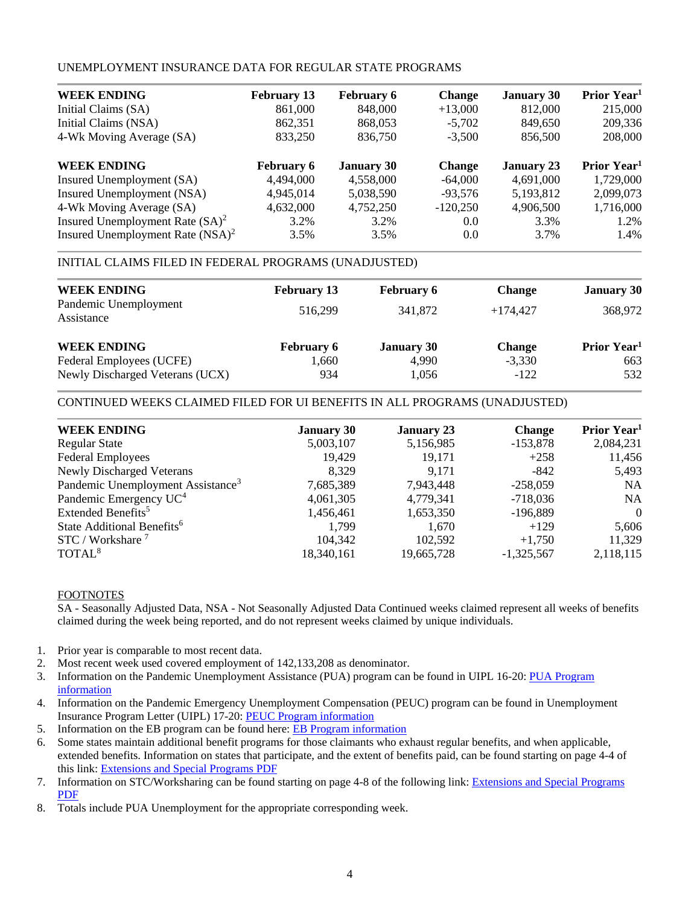UNEMPLOYMENT INSURANCE DATA FOR REGULAR STATE PROGRAMS

| WEEK ENDING | February 13 | February 6 | Change | January 30 | Prior Year[1] |
|---|---|---|---|---|---|
| Initial Claims (SA) | 861,000 | 848,000 | +13,000 | 812,000 | 215,000 |
| Initial Claims (NSA) | 862,351 | 868,053 | -5,702 | 849,650 | 209,336 |
| 4-Wk Moving Average (SA) | 833,250 | 836,750 | -3,500 | 856,500 | 208,000 |

| WEEK ENDING | February 6 | January 30 | Change | January 23 | Prior Year[1] |
|---|---|---|---|---|---|
| Insured Unemployment (SA) | 4,494,000 | 4,558,000 | -64,000 | 4,691,000 | 1,729,000 |
| Insured Unemployment (NSA) | 4,945,014 | 5,038,590 | -93,576 | 5,193,812 | 2,099,073 |
| 4-Wk Moving Average (SA) | 4,632,000 | 4,752,250 | -120,250 | 4,906,500 | 1,716,000 |
| Insured Unemployment Rate (SA)[2] | 3.2% | 3.2% | 0.0 | 3.3% | 1.2% |
| Insured Unemployment Rate (NSA)[2] | 3.5% | 3.5% | 0.0 | 3.7% | 1.4% |

INITIAL CLAIMS FILED IN FEDERAL PROGRAMS (UNADJUSTED)

| WEEK ENDING | February 13 | February 6 | Change | January 30 |
|---|---|---|---|---|
| Pandemic Unemployment Assistance | 516,299 | 341,872 | +174,427 | 368,972 |

| WEEK ENDING | February 6 | January 30 | Change | Prior Year[1] |
|---|---|---|---|---|
| Federal Employees (UCFE) | 1,660 | 4,990 | -3,330 | 663 |
| Newly Discharged Veterans (UCX) | 934 | 1,056 | -122 | 532 |

CONTINUED WEEKS CLAIMED FILED FOR UI BENEFITS IN ALL PROGRAMS (UNADJUSTED)

| WEEK ENDING | January 30 | January 23 | Change | Prior Year[1] |
|---|---|---|---|---|
| Regular State | 5,003,107 | 5,156,985 | -153,878 | 2,084,231 |
| Federal Employees | 19,429 | 19,171 | +258 | 11,456 |
| Newly Discharged Veterans | 8,329 | 9,171 | -842 | 5,493 |
| Pandemic Unemployment Assistance[3] | 7,685,389 | 7,943,448 | -258,059 | NA |
| Pandemic Emergency UC[4] | 4,061,305 | 4,779,341 | -718,036 | NA |
| Extended Benefits[5] | 1,456,461 | 1,653,350 | -196,889 | 0 |
| State Additional Benefits[6] | 1,799 | 1,670 | +129 | 5,606 |
| STC / Workshare [7] | 104,342 | 102,592 | +1,750 | 11,329 |
| TOTAL[8] | 18,340,161 | 19,665,728 | -1,325,567 | 2,118,115 |

FOOTNOTES

SA - Seasonally Adjusted Data, NSA - Not Seasonally Adjusted Data Continued weeks claimed represent all weeks of benefits claimed during the week being reported, and do not represent weeks claimed by unique individuals.

1. Prior year is comparable to most recent data.
2. Most recent week used covered employment of 142,133,208 as denominator.
3. Information on the Pandemic Unemployment Assistance (PUA) program can be found in UIPL 16-20: PUA Program information
4. Information on the Pandemic Emergency Unemployment Compensation (PEUC) program can be found in Unemployment Insurance Program Letter (UIPL) 17-20: PEUC Program information
5. Information on the EB program can be found here: EB Program information
6. Some states maintain additional benefit programs for those claimants who exhaust regular benefits, and when applicable, extended benefits. Information on states that participate, and the extent of benefits paid, can be found starting on page 4-4 of this link: Extensions and Special Programs PDF
7. Information on STC/Worksharing can be found starting on page 4-8 of the following link: Extensions and Special Programs PDF
8. Totals include PUA Unemployment for the appropriate corresponding week.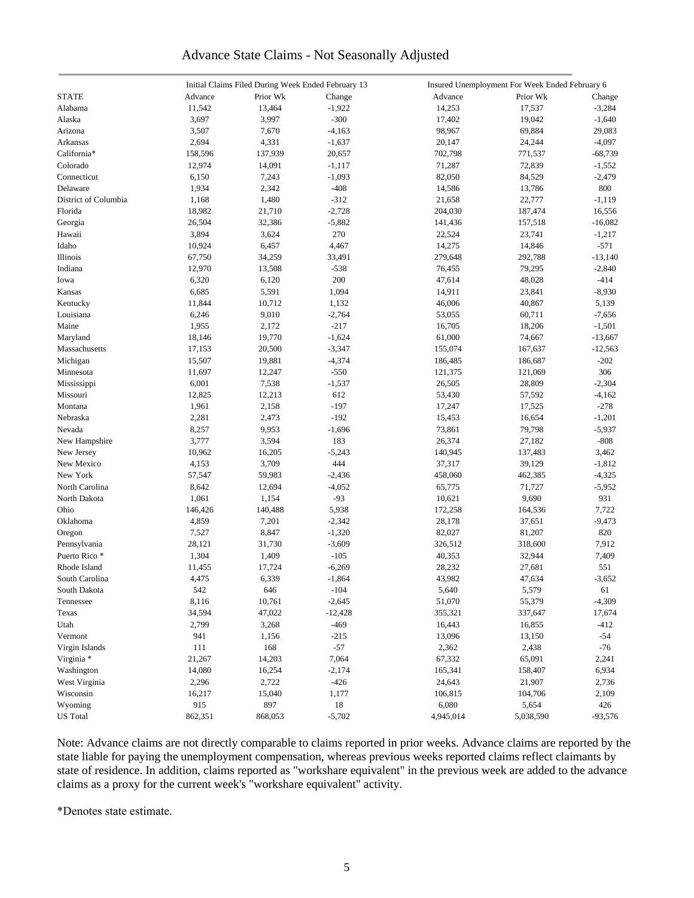# Advance State Claims - Not Seasonally Adjusted

| STATE | Initial Claims Filed During Week Ended February 13 | | | Insured Unemployment For Week Ended February 6 | | |
|---|---|---|---|---|---|---|
| | Advance | Prior Wk | Change | Advance | Prior Wk | Change |
| Alabama | 11,542 | 13,464 | -1,922 | 14,253 | 17,537 | -3,284 |
| Alaska | 3,697 | 3,997 | -300 | 17,402 | 19,042 | -1,640 |
| Arizona | 3,507 | 7,670 | -4,163 | 98,967 | 69,884 | 29,083 |
| Arkansas | 2,694 | 4,331 | -1,637 | 20,147 | 24,244 | -4,097 |
| California* | 158,596 | 137,939 | 20,657 | 702,798 | 771,537 | -68,739 |
| Colorado | 12,974 | 14,091 | -1,117 | 71,287 | 72,839 | -1,552 |
| Connecticut | 6,150 | 7,243 | -1,093 | 82,050 | 84,529 | -2,479 |
| Delaware | 1,934 | 2,342 | -408 | 14,586 | 13,786 | 800 |
| District of Columbia | 1,168 | 1,480 | -312 | 21,658 | 22,777 | -1,119 |
| Florida | 18,982 | 21,710 | -2,728 | 204,030 | 187,474 | 16,556 |
| Georgia | 26,504 | 32,386 | -5,882 | 141,436 | 157,518 | -16,082 |
| Hawaii | 3,894 | 3,624 | 270 | 22,524 | 23,741 | -1,217 |
| Idaho | 10,924 | 6,457 | 4,467 | 14,275 | 14,846 | -571 |
| Illinois | 67,750 | 34,259 | 33,491 | 279,648 | 292,788 | -13,140 |
| Indiana | 12,970 | 13,508 | -538 | 76,455 | 79,295 | -2,840 |
| Iowa | 6,320 | 6,120 | 200 | 47,614 | 48,028 | -414 |
| Kansas | 6,685 | 5,591 | 1,094 | 14,911 | 23,841 | -8,930 |
| Kentucky | 11,844 | 10,712 | 1,132 | 46,006 | 40,867 | 5,139 |
| Louisiana | 6,246 | 9,010 | -2,764 | 53,055 | 60,711 | -7,656 |
| Maine | 1,955 | 2,172 | -217 | 16,705 | 18,206 | -1,501 |
| Maryland | 18,146 | 19,770 | -1,624 | 61,000 | 74,667 | -13,667 |
| Massachusetts | 17,153 | 20,500 | -3,347 | 155,074 | 167,637 | -12,563 |
| Michigan | 15,507 | 19,881 | -4,374 | 186,485 | 186,687 | -202 |
| Minnesota | 11,697 | 12,247 | -550 | 121,375 | 121,069 | 306 |
| Mississippi | 6,001 | 7,538 | -1,537 | 26,505 | 28,809 | -2,304 |
| Missouri | 12,825 | 12,213 | 612 | 53,430 | 57,592 | -4,162 |
| Montana | 1,961 | 2,158 | -197 | 17,247 | 17,525 | -278 |
| Nebraska | 2,281 | 2,473 | -192 | 15,453 | 16,654 | -1,201 |
| Nevada | 8,257 | 9,953 | -1,696 | 73,861 | 79,798 | -5,937 |
| New Hampshire | 3,777 | 3,594 | 183 | 26,374 | 27,182 | -808 |
| New Jersey | 10,962 | 16,205 | -5,243 | 140,945 | 137,483 | 3,462 |
| New Mexico | 4,153 | 3,709 | 444 | 37,317 | 39,129 | -1,812 |
| New York | 57,547 | 59,983 | -2,436 | 458,060 | 462,385 | -4,325 |
| North Carolina | 8,642 | 12,694 | -4,052 | 65,775 | 71,727 | -5,952 |
| North Dakota | 1,061 | 1,154 | -93 | 10,621 | 9,690 | 931 |
| Ohio | 146,426 | 140,488 | 5,938 | 172,258 | 164,536 | 7,722 |
| Oklahoma | 4,859 | 7,201 | -2,342 | 28,178 | 37,651 | -9,473 |
| Oregon | 7,527 | 8,847 | -1,320 | 82,027 | 81,207 | 820 |
| Pennsylvania | 28,121 | 31,730 | -3,609 | 326,512 | 318,600 | 7,912 |
| Puerto Rico * | 1,304 | 1,409 | -105 | 40,353 | 32,944 | 7,409 |
| Rhode Island | 11,455 | 17,724 | -6,269 | 28,232 | 27,681 | 551 |
| South Carolina | 4,475 | 6,339 | -1,864 | 43,982 | 47,634 | -3,652 |
| South Dakota | 542 | 646 | -104 | 5,640 | 5,579 | 61 |
| Tennessee | 8,116 | 10,761 | -2,645 | 51,070 | 55,379 | -4,309 |
| Texas | 34,594 | 47,022 | -12,428 | 355,321 | 337,647 | 17,674 |
| Utah | 2,799 | 3,268 | -469 | 16,443 | 16,855 | -412 |
| Vermont | 941 | 1,156 | -215 | 13,096 | 13,150 | -54 |
| Virgin Islands | 111 | 168 | -57 | 2,362 | 2,438 | -76 |
| Virginia * | 21,267 | 14,203 | 7,064 | 67,332 | 65,091 | 2,241 |
| Washington | 14,080 | 16,254 | -2,174 | 165,341 | 158,407 | 6,934 |
| West Virginia | 2,296 | 2,722 | -426 | 24,643 | 21,907 | 2,736 |
| Wisconsin | 16,217 | 15,040 | 1,177 | 106,815 | 104,706 | 2,109 |
| Wyoming | 915 | 897 | 18 | 6,080 | 5,654 | 426 |
| US Total | 862,351 | 868,053 | -5,702 | 4,945,014 | 5,038,590 | -93,576 |

Note: Advance claims are not directly comparable to claims reported in prior weeks. Advance claims are reported by the state liable for paying the unemployment compensation, whereas previous weeks reported claims reflect claimants by state of residence. In addition, claims reported as "workshare equivalent" in the previous week are added to the advance claims as a proxy for the current week's "workshare equivalent" activity.

*Denotes state estimate.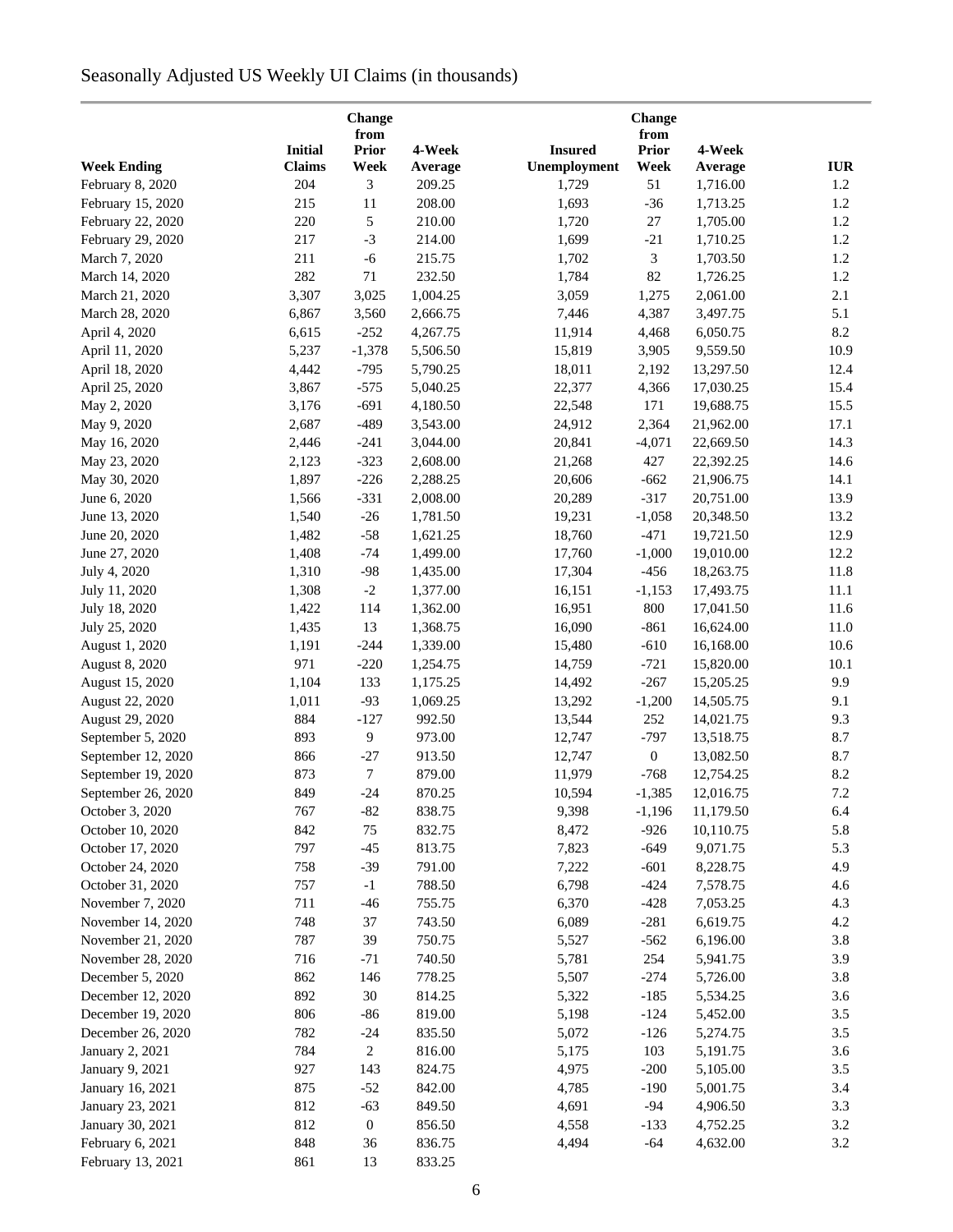# Seasonally Adjusted US Weekly UI Claims (in thousands)

| Week Ending | Initial Claims | Change from Prior Week | 4-Week Average | Insured Unemployment | Change from Prior Week | 4-Week Average | IUR |
|---|---|---|---|---|---|---|---|
| February 8, 2020 | 204 | 3 | 209.25 | 1,729 | 51 | 1,716.00 | 1.2 |
| February 15, 2020 | 215 | 11 | 208.00 | 1,693 | -36 | 1,713.25 | 1.2 |
| February 22, 2020 | 220 | 5 | 210.00 | 1,720 | 27 | 1,705.00 | 1.2 |
| February 29, 2020 | 217 | -3 | 214.00 | 1,699 | -21 | 1,710.25 | 1.2 |
| March 7, 2020 | 211 | -6 | 215.75 | 1,702 | 3 | 1,703.50 | 1.2 |
| March 14, 2020 | 282 | 71 | 232.50 | 1,784 | 82 | 1,726.25 | 1.2 |
| March 21, 2020 | 3,307 | 3,025 | 1,004.25 | 3,059 | 1,275 | 2,061.00 | 2.1 |
| March 28, 2020 | 6,867 | 3,560 | 2,666.75 | 7,446 | 4,387 | 3,497.75 | 5.1 |
| April 4, 2020 | 6,615 | -252 | 4,267.75 | 11,914 | 4,468 | 6,050.75 | 8.2 |
| April 11, 2020 | 5,237 | -1,378 | 5,506.50 | 15,819 | 3,905 | 9,559.50 | 10.9 |
| April 18, 2020 | 4,442 | -795 | 5,790.25 | 18,011 | 2,192 | 13,297.50 | 12.4 |
| April 25, 2020 | 3,867 | -575 | 5,040.25 | 22,377 | 4,366 | 17,030.25 | 15.4 |
| May 2, 2020 | 3,176 | -691 | 4,180.50 | 22,548 | 171 | 19,688.75 | 15.5 |
| May 9, 2020 | 2,687 | -489 | 3,543.00 | 24,912 | 2,364 | 21,962.00 | 17.1 |
| May 16, 2020 | 2,446 | -241 | 3,044.00 | 20,841 | -4,071 | 22,669.50 | 14.3 |
| May 23, 2020 | 2,123 | -323 | 2,608.00 | 21,268 | 427 | 22,392.25 | 14.6 |
| May 30, 2020 | 1,897 | -226 | 2,288.25 | 20,606 | -662 | 21,906.75 | 14.1 |
| June 6, 2020 | 1,566 | -331 | 2,008.00 | 20,289 | -317 | 20,751.00 | 13.9 |
| June 13, 2020 | 1,540 | -26 | 1,781.50 | 19,231 | -1,058 | 20,348.50 | 13.2 |
| June 20, 2020 | 1,482 | -58 | 1,621.25 | 18,760 | -471 | 19,721.50 | 12.9 |
| June 27, 2020 | 1,408 | -74 | 1,499.00 | 17,760 | -1,000 | 19,010.00 | 12.2 |
| July 4, 2020 | 1,310 | -98 | 1,435.00 | 17,304 | -456 | 18,263.75 | 11.8 |
| July 11, 2020 | 1,308 | -2 | 1,377.00 | 16,151 | -1,153 | 17,493.75 | 11.1 |
| July 18, 2020 | 1,422 | 114 | 1,362.00 | 16,951 | 800 | 17,041.50 | 11.6 |
| July 25, 2020 | 1,435 | 13 | 1,368.75 | 16,090 | -861 | 16,624.00 | 11.0 |
| August 1, 2020 | 1,191 | -244 | 1,339.00 | 15,480 | -610 | 16,168.00 | 10.6 |
| August 8, 2020 | 971 | -220 | 1,254.75 | 14,759 | -721 | 15,820.00 | 10.1 |
| August 15, 2020 | 1,104 | 133 | 1,175.25 | 14,492 | -267 | 15,205.25 | 9.9 |
| August 22, 2020 | 1,011 | -93 | 1,069.25 | 13,292 | -1,200 | 14,505.75 | 9.1 |
| August 29, 2020 | 884 | -127 | 992.50 | 13,544 | 252 | 14,021.75 | 9.3 |
| September 5, 2020 | 893 | 9 | 973.00 | 12,747 | -797 | 13,518.75 | 8.7 |
| September 12, 2020 | 866 | -27 | 913.50 | 12,747 | 0 | 13,082.50 | 8.7 |
| September 19, 2020 | 873 | 7 | 879.00 | 11,979 | -768 | 12,754.25 | 8.2 |
| September 26, 2020 | 849 | -24 | 870.25 | 10,594 | -1,385 | 12,016.75 | 7.2 |
| October 3, 2020 | 767 | -82 | 838.75 | 9,398 | -1,196 | 11,179.50 | 6.4 |
| October 10, 2020 | 842 | 75 | 832.75 | 8,472 | -926 | 10,110.75 | 5.8 |
| October 17, 2020 | 797 | -45 | 813.75 | 7,823 | -649 | 9,071.75 | 5.3 |
| October 24, 2020 | 758 | -39 | 791.00 | 7,222 | -601 | 8,228.75 | 4.9 |
| October 31, 2020 | 757 | -1 | 788.50 | 6,798 | -424 | 7,578.75 | 4.6 |
| November 7, 2020 | 711 | -46 | 755.75 | 6,370 | -428 | 7,053.25 | 4.3 |
| November 14, 2020 | 748 | 37 | 743.50 | 6,089 | -281 | 6,619.75 | 4.2 |
| November 21, 2020 | 787 | 39 | 750.75 | 5,527 | -562 | 6,196.00 | 3.8 |
| November 28, 2020 | 716 | -71 | 740.50 | 5,781 | 254 | 5,941.75 | 3.9 |
| December 5, 2020 | 862 | 146 | 778.25 | 5,507 | -274 | 5,726.00 | 3.8 |
| December 12, 2020 | 892 | 30 | 814.25 | 5,322 | -185 | 5,534.25 | 3.6 |
| December 19, 2020 | 806 | -86 | 819.00 | 5,198 | -124 | 5,452.00 | 3.5 |
| December 26, 2020 | 782 | -24 | 835.50 | 5,072 | -126 | 5,274.75 | 3.5 |
| January 2, 2021 | 784 | 2 | 816.00 | 5,175 | 103 | 5,191.75 | 3.6 |
| January 9, 2021 | 927 | 143 | 824.75 | 4,975 | -200 | 5,105.00 | 3.5 |
| January 16, 2021 | 875 | -52 | 842.00 | 4,785 | -190 | 5,001.75 | 3.4 |
| January 23, 2021 | 812 | -63 | 849.50 | 4,691 | -94 | 4,906.50 | 3.3 |
| January 30, 2021 | 812 | 0 | 856.50 | 4,558 | -133 | 4,752.25 | 3.2 |
| February 6, 2021 | 848 | 36 | 836.75 | 4,494 | -64 | 4,632.00 | 3.2 |
| February 13, 2021 | 861 | 13 | 833.25 | | | | |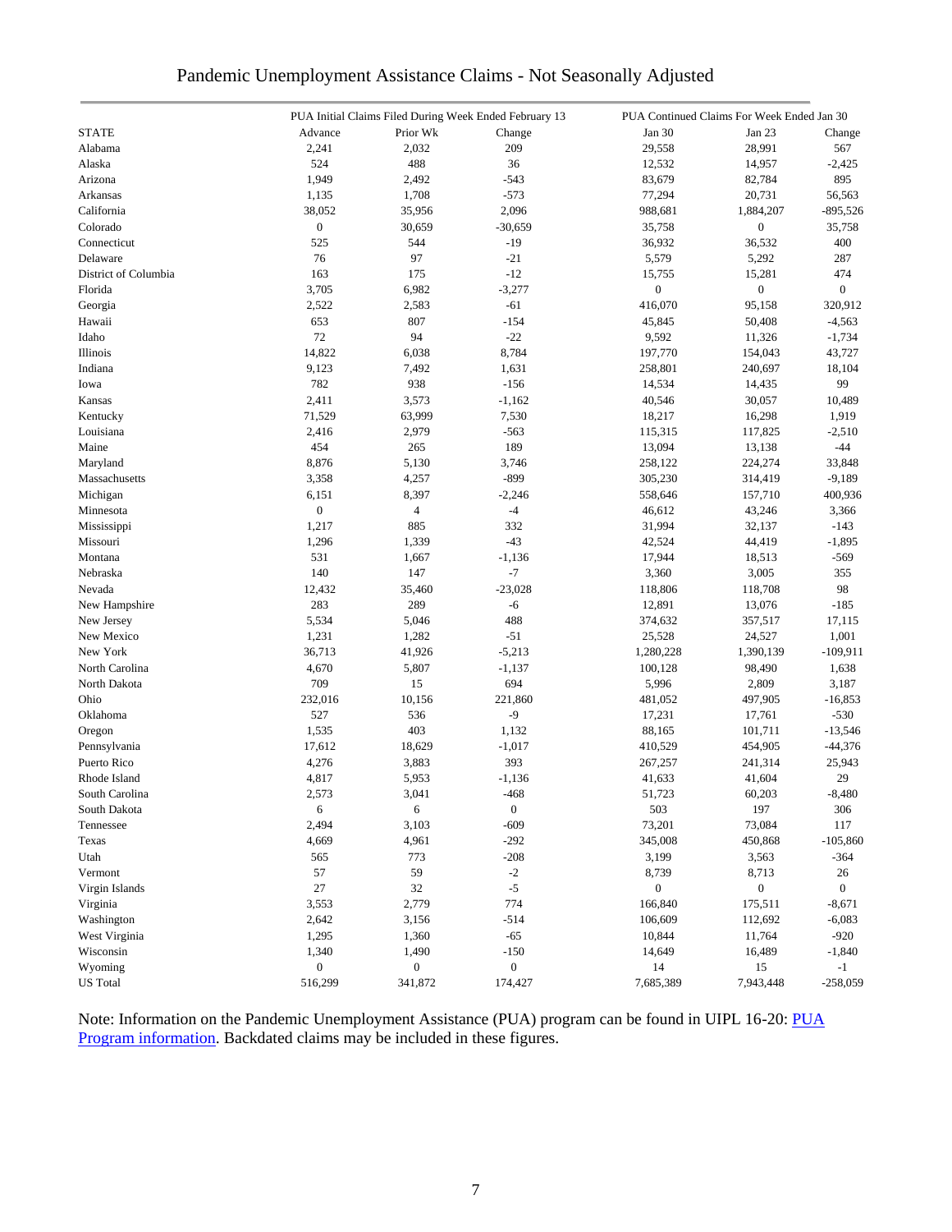# Pandemic Unemployment Assistance Claims - Not Seasonally Adjusted

| | PUA Initial Claims Filed During Week Ended February 13 | | | PUA Continued Claims For Week Ended Jan 30 | | |
|---|---|---|---|---|---|---|
| STATE | Advance | Prior Wk | Change | Jan 30 | Jan 23 | Change |
| Alabama | 2,241 | 2,032 | 209 | 29,558 | 28,991 | 567 |
| Alaska | 524 | 488 | 36 | 12,532 | 14,957 | -2,425 |
| Arizona | 1,949 | 2,492 | -543 | 83,679 | 82,784 | 895 |
| Arkansas | 1,135 | 1,708 | -573 | 77,294 | 20,731 | 56,563 |
| California | 38,052 | 35,956 | 2,096 | 988,681 | 1,884,207 | -895,526 |
| Colorado | 0 | 30,659 | -30,659 | 35,758 | 0 | 35,758 |
| Connecticut | 525 | 544 | -19 | 36,932 | 36,532 | 400 |
| Delaware | 76 | 97 | -21 | 5,579 | 5,292 | 287 |
| District of Columbia | 163 | 175 | -12 | 15,755 | 15,281 | 474 |
| Florida | 3,705 | 6,982 | -3,277 | 0 | 0 | 0 |
| Georgia | 2,522 | 2,583 | -61 | 416,070 | 95,158 | 320,912 |
| Hawaii | 653 | 807 | -154 | 45,845 | 50,408 | -4,563 |
| Idaho | 72 | 94 | -22 | 9,592 | 11,326 | -1,734 |
| Illinois | 14,822 | 6,038 | 8,784 | 197,770 | 154,043 | 43,727 |
| Indiana | 9,123 | 7,492 | 1,631 | 258,801 | 240,697 | 18,104 |
| Iowa | 782 | 938 | -156 | 14,534 | 14,435 | 99 |
| Kansas | 2,411 | 3,573 | -1,162 | 40,546 | 30,057 | 10,489 |
| Kentucky | 71,529 | 63,999 | 7,530 | 18,217 | 16,298 | 1,919 |
| Louisiana | 2,416 | 2,979 | -563 | 115,315 | 117,825 | -2,510 |
| Maine | 454 | 265 | 189 | 13,094 | 13,138 | -44 |
| Maryland | 8,876 | 5,130 | 3,746 | 258,122 | 224,274 | 33,848 |
| Massachusetts | 3,358 | 4,257 | -899 | 305,230 | 314,419 | -9,189 |
| Michigan | 6,151 | 8,397 | -2,246 | 558,646 | 157,710 | 400,936 |
| Minnesota | 0 | 4 | -4 | 46,612 | 43,246 | 3,366 |
| Mississippi | 1,217 | 885 | 332 | 31,994 | 32,137 | -143 |
| Missouri | 1,296 | 1,339 | -43 | 42,524 | 44,419 | -1,895 |
| Montana | 531 | 1,667 | -1,136 | 17,944 | 18,513 | -569 |
| Nebraska | 140 | 147 | -7 | 3,360 | 3,005 | 355 |
| Nevada | 12,432 | 35,460 | -23,028 | 118,806 | 118,708 | 98 |
| New Hampshire | 283 | 289 | -6 | 12,891 | 13,076 | -185 |
| New Jersey | 5,534 | 5,046 | 488 | 374,632 | 357,517 | 17,115 |
| New Mexico | 1,231 | 1,282 | -51 | 25,528 | 24,527 | 1,001 |
| New York | 36,713 | 41,926 | -5,213 | 1,280,228 | 1,390,139 | -109,911 |
| North Carolina | 4,670 | 5,807 | -1,137 | 100,128 | 98,490 | 1,638 |
| North Dakota | 709 | 15 | 694 | 5,996 | 2,809 | 3,187 |
| Ohio | 232,016 | 10,156 | 221,860 | 481,052 | 497,905 | -16,853 |
| Oklahoma | 527 | 536 | -9 | 17,231 | 17,761 | -530 |
| Oregon | 1,535 | 403 | 1,132 | 88,165 | 101,711 | -13,546 |
| Pennsylvania | 17,612 | 18,629 | -1,017 | 410,529 | 454,905 | -44,376 |
| Puerto Rico | 4,276 | 3,883 | 393 | 267,257 | 241,314 | 25,943 |
| Rhode Island | 4,817 | 5,953 | -1,136 | 41,633 | 41,604 | 29 |
| South Carolina | 2,573 | 3,041 | -468 | 51,723 | 60,203 | -8,480 |
| South Dakota | 6 | 6 | 0 | 503 | 197 | 306 |
| Tennessee | 2,494 | 3,103 | -609 | 73,201 | 73,084 | 117 |
| Texas | 4,669 | 4,961 | -292 | 345,008 | 450,868 | -105,860 |
| Utah | 565 | 773 | -208 | 3,199 | 3,563 | -364 |
| Vermont | 57 | 59 | -2 | 8,739 | 8,713 | 26 |
| Virgin Islands | 27 | 32 | -5 | 0 | 0 | 0 |
| Virginia | 3,553 | 2,779 | 774 | 166,840 | 175,511 | -8,671 |
| Washington | 2,642 | 3,156 | -514 | 106,609 | 112,692 | -6,083 |
| West Virginia | 1,295 | 1,360 | -65 | 10,844 | 11,764 | -920 |
| Wisconsin | 1,340 | 1,490 | -150 | 14,649 | 16,489 | -1,840 |
| Wyoming | 0 | 0 | 0 | 14 | 15 | -1 |
| US Total | 516,299 | 341,872 | 174,427 | 7,685,389 | 7,943,448 | -258,059 |

Note: Information on the Pandemic Unemployment Assistance (PUA) program can be found in UIPL 16-20: [PUA Program information](). Backdated claims may be included in these figures.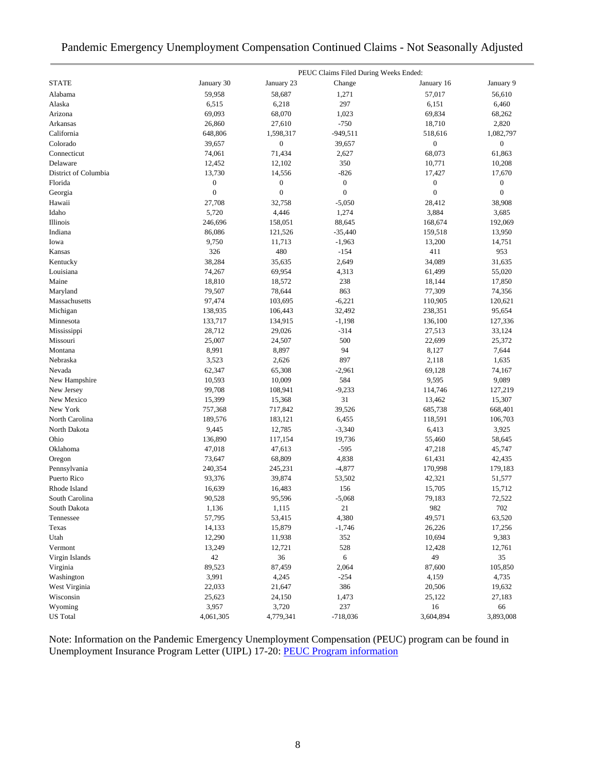# Pandemic Emergency Unemployment Compensation Continued Claims - Not Seasonally Adjusted

| | PEUC Claims Filed During Weeks Ended: | | | | |
|---|---|---|---|---|---|
| STATE | January 30 | January 23 | Change | January 16 | January 9 |
| Alabama | 59,958 | 58,687 | 1,271 | 57,017 | 56,610 |
| Alaska | 6,515 | 6,218 | 297 | 6,151 | 6,460 |
| Arizona | 69,093 | 68,070 | 1,023 | 69,834 | 68,262 |
| Arkansas | 26,860 | 27,610 | -750 | 18,710 | 2,820 |
| California | 648,806 | 1,598,317 | -949,511 | 518,616 | 1,082,797 |
| Colorado | 39,657 | 0 | 39,657 | 0 | 0 |
| Connecticut | 74,061 | 71,434 | 2,627 | 68,073 | 61,863 |
| Delaware | 12,452 | 12,102 | 350 | 10,771 | 10,208 |
| District of Columbia | 13,730 | 14,556 | -826 | 17,427 | 17,670 |
| Florida | 0 | 0 | 0 | 0 | 0 |
| Georgia | 0 | 0 | 0 | 0 | 0 |
| Hawaii | 27,708 | 32,758 | -5,050 | 28,412 | 38,908 |
| Idaho | 5,720 | 4,446 | 1,274 | 3,884 | 3,685 |
| Illinois | 246,696 | 158,051 | 88,645 | 168,674 | 192,069 |
| Indiana | 86,086 | 121,526 | -35,440 | 159,518 | 13,950 |
| Iowa | 9,750 | 11,713 | -1,963 | 13,200 | 14,751 |
| Kansas | 326 | 480 | -154 | 411 | 953 |
| Kentucky | 38,284 | 35,635 | 2,649 | 34,089 | 31,635 |
| Louisiana | 74,267 | 69,954 | 4,313 | 61,499 | 55,020 |
| Maine | 18,810 | 18,572 | 238 | 18,144 | 17,850 |
| Maryland | 79,507 | 78,644 | 863 | 77,309 | 74,356 |
| Massachusetts | 97,474 | 103,695 | -6,221 | 110,905 | 120,621 |
| Michigan | 138,935 | 106,443 | 32,492 | 238,351 | 95,654 |
| Minnesota | 133,717 | 134,915 | -1,198 | 136,100 | 127,336 |
| Mississippi | 28,712 | 29,026 | -314 | 27,513 | 33,124 |
| Missouri | 25,007 | 24,507 | 500 | 22,699 | 25,372 |
| Montana | 8,991 | 8,897 | 94 | 8,127 | 7,644 |
| Nebraska | 3,523 | 2,626 | 897 | 2,118 | 1,635 |
| Nevada | 62,347 | 65,308 | -2,961 | 69,128 | 74,167 |
| New Hampshire | 10,593 | 10,009 | 584 | 9,595 | 9,089 |
| New Jersey | 99,708 | 108,941 | -9,233 | 114,746 | 127,219 |
| New Mexico | 15,399 | 15,368 | 31 | 13,462 | 15,307 |
| New York | 757,368 | 717,842 | 39,526 | 685,738 | 668,401 |
| North Carolina | 189,576 | 183,121 | 6,455 | 118,591 | 106,703 |
| North Dakota | 9,445 | 12,785 | -3,340 | 6,413 | 3,925 |
| Ohio | 136,890 | 117,154 | 19,736 | 55,460 | 58,645 |
| Oklahoma | 47,018 | 47,613 | -595 | 47,218 | 45,747 |
| Oregon | 73,647 | 68,809 | 4,838 | 61,431 | 42,435 |
| Pennsylvania | 240,354 | 245,231 | -4,877 | 170,998 | 179,183 |
| Puerto Rico | 93,376 | 39,874 | 53,502 | 42,321 | 51,577 |
| Rhode Island | 16,639 | 16,483 | 156 | 15,705 | 15,712 |
| South Carolina | 90,528 | 95,596 | -5,068 | 79,183 | 72,522 |
| South Dakota | 1,136 | 1,115 | 21 | 982 | 702 |
| Tennessee | 57,795 | 53,415 | 4,380 | 49,571 | 63,520 |
| Texas | 14,133 | 15,879 | -1,746 | 26,226 | 17,256 |
| Utah | 12,290 | 11,938 | 352 | 10,694 | 9,383 |
| Vermont | 13,249 | 12,721 | 528 | 12,428 | 12,761 |
| Virgin Islands | 42 | 36 | 6 | 49 | 35 |
| Virginia | 89,523 | 87,459 | 2,064 | 87,600 | 105,850 |
| Washington | 3,991 | 4,245 | -254 | 4,159 | 4,735 |
| West Virginia | 22,033 | 21,647 | 386 | 20,506 | 19,632 |
| Wisconsin | 25,623 | 24,150 | 1,473 | 25,122 | 27,183 |
| Wyoming | 3,957 | 3,720 | 237 | 16 | 66 |
| US Total | 4,061,305 | 4,779,341 | -718,036 | 3,604,894 | 3,893,008 |

Note: Information on the Pandemic Emergency Unemployment Compensation (PEUC) program can be found in Unemployment Insurance Program Letter (UIPL) 17-20: [PEUC Program information]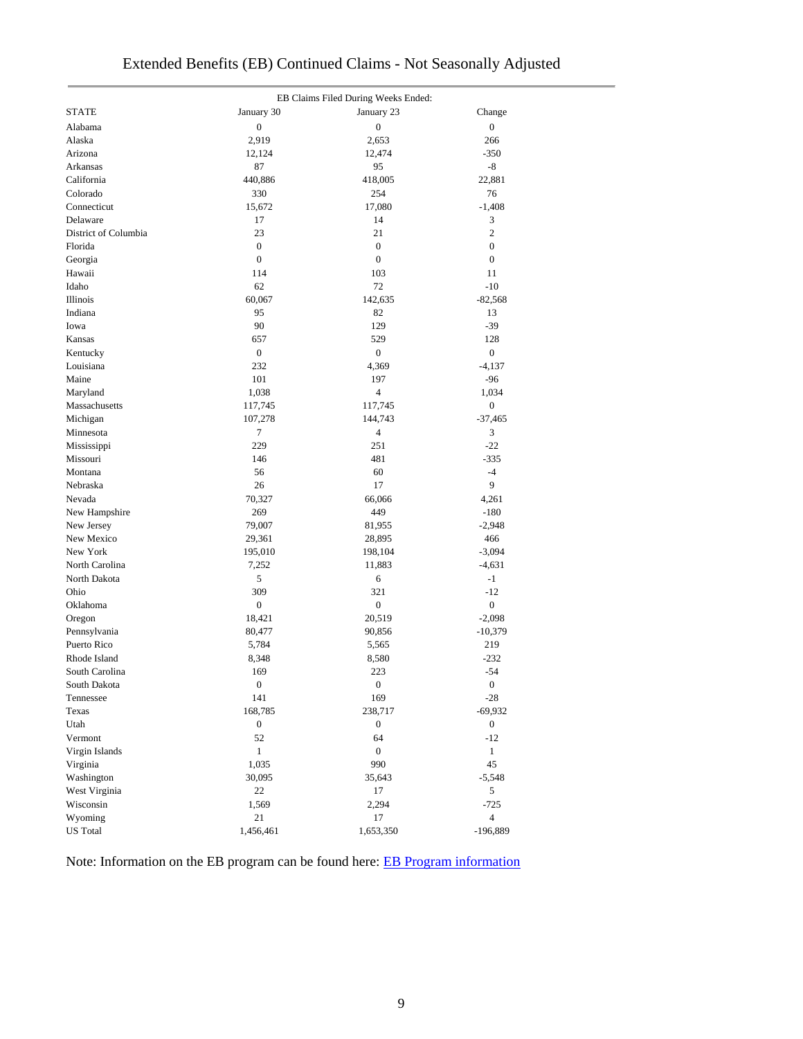# Extended Benefits (EB) Continued Claims - Not Seasonally Adjusted

| STATE | EB Claims Filed During Weeks Ended: January 30 | January 23 | Change |
|---|---|---|---|
| Alabama | 0 | 0 | 0 |
| Alaska | 2,919 | 2,653 | 266 |
| Arizona | 12,124 | 12,474 | -350 |
| Arkansas | 87 | 95 | -8 |
| California | 440,886 | 418,005 | 22,881 |
| Colorado | 330 | 254 | 76 |
| Connecticut | 15,672 | 17,080 | -1,408 |
| Delaware | 17 | 14 | 3 |
| District of Columbia | 23 | 21 | 2 |
| Florida | 0 | 0 | 0 |
| Georgia | 0 | 0 | 0 |
| Hawaii | 114 | 103 | 11 |
| Idaho | 62 | 72 | -10 |
| Illinois | 60,067 | 142,635 | -82,568 |
| Indiana | 95 | 82 | 13 |
| Iowa | 90 | 129 | -39 |
| Kansas | 657 | 529 | 128 |
| Kentucky | 0 | 0 | 0 |
| Louisiana | 232 | 4,369 | -4,137 |
| Maine | 101 | 197 | -96 |
| Maryland | 1,038 | 4 | 1,034 |
| Massachusetts | 117,745 | 117,745 | 0 |
| Michigan | 107,278 | 144,743 | -37,465 |
| Minnesota | 7 | 4 | 3 |
| Mississippi | 229 | 251 | -22 |
| Missouri | 146 | 481 | -335 |
| Montana | 56 | 60 | -4 |
| Nebraska | 26 | 17 | 9 |
| Nevada | 70,327 | 66,066 | 4,261 |
| New Hampshire | 269 | 449 | -180 |
| New Jersey | 79,007 | 81,955 | -2,948 |
| New Mexico | 29,361 | 28,895 | 466 |
| New York | 195,010 | 198,104 | -3,094 |
| North Carolina | 7,252 | 11,883 | -4,631 |
| North Dakota | 5 | 6 | -1 |
| Ohio | 309 | 321 | -12 |
| Oklahoma | 0 | 0 | 0 |
| Oregon | 18,421 | 20,519 | -2,098 |
| Pennsylvania | 80,477 | 90,856 | -10,379 |
| Puerto Rico | 5,784 | 5,565 | 219 |
| Rhode Island | 8,348 | 8,580 | -232 |
| South Carolina | 169 | 223 | -54 |
| South Dakota | 0 | 0 | 0 |
| Tennessee | 141 | 169 | -28 |
| Texas | 168,785 | 238,717 | -69,932 |
| Utah | 0 | 0 | 0 |
| Vermont | 52 | 64 | -12 |
| Virgin Islands | 1 | 0 | 1 |
| Virginia | 1,035 | 990 | 45 |
| Washington | 30,095 | 35,643 | -5,548 |
| West Virginia | 22 | 17 | 5 |
| Wisconsin | 1,569 | 2,294 | -725 |
| Wyoming | 21 | 17 | 4 |
| US Total | 1,456,461 | 1,653,350 | -196,889 |

Note: Information on the EB program can be found here: [EB Program information]()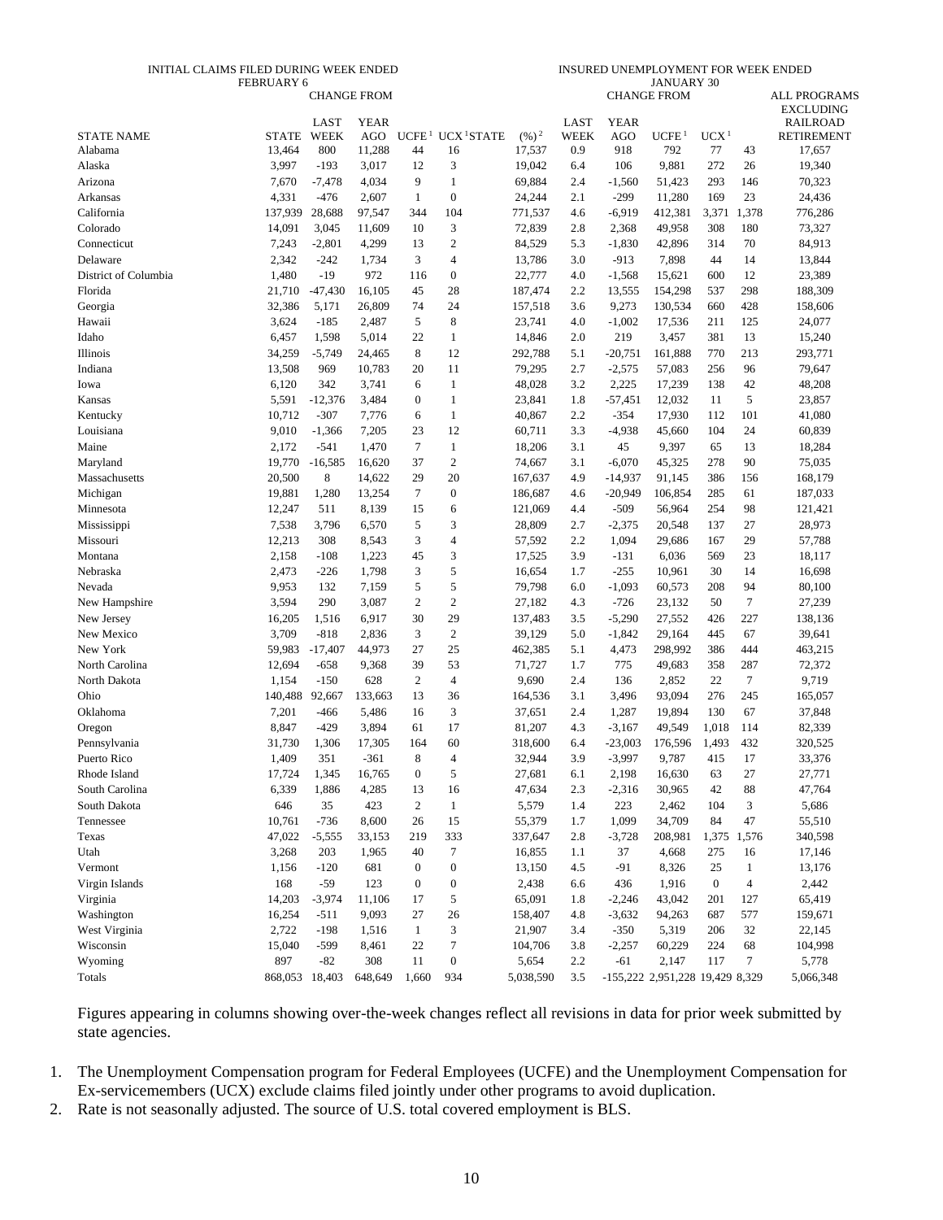| | INITIAL CLAIMS FILED DURING WEEK ENDED FEBRUARY 6 | | | | | INSURED UNEMPLOYMENT FOR WEEK ENDED JANUARY 30 | | | | | | | |
|---|---|---|---|---|---|---|---|---|---|---|---|---|---|
| | | CHANGE FROM | | | | | | CHANGE FROM | | | | | ALL PROGRAMS EXCLUDING RAILROAD RETIREMENT |
| STATE NAME | STATE | LAST WEEK | YEAR AGO | UCFE [1] | UCX [1] | STATE | (%) [2] | LAST WEEK | YEAR AGO | UCFE [1] | UCX [1] | | |
| Alabama | 13,464 | 800 | 11,288 | 44 | 16 | 17,537 | 0.9 | 918 | 792 | 77 | 43 | | 17,657 |
| Alaska | 3,997 | -193 | 3,017 | 12 | 3 | 19,042 | 6.4 | 106 | 9,881 | 272 | 26 | | 19,340 |
| Arizona | 7,670 | -7,478 | 4,034 | 9 | 1 | 69,884 | 2.4 | -1,560 | 51,423 | 293 | 146 | | 70,323 |
| Arkansas | 4,331 | -476 | 2,607 | 1 | 0 | 24,244 | 2.1 | -299 | 11,280 | 169 | 23 | | 24,436 |
| California | 137,939 | 28,688 | 97,547 | 344 | 104 | 771,537 | 4.6 | -6,919 | 412,381 | 3,371 | 1,378 | | 776,286 |
| Colorado | 14,091 | 3,045 | 11,609 | 10 | 3 | 72,839 | 2.8 | 2,368 | 49,958 | 308 | 180 | | 73,327 |
| Connecticut | 7,243 | -2,801 | 4,299 | 13 | 2 | 84,529 | 5.3 | -1,830 | 42,896 | 314 | 70 | | 84,913 |
| Delaware | 2,342 | -242 | 1,734 | 3 | 4 | 13,786 | 3.0 | -913 | 7,898 | 44 | 14 | | 13,844 |
| District of Columbia | 1,480 | -19 | 972 | 116 | 0 | 22,777 | 4.0 | -1,568 | 15,621 | 600 | 12 | | 23,389 |
| Florida | 21,710 | -47,430 | 16,105 | 45 | 28 | 187,474 | 2.2 | 13,555 | 154,298 | 537 | 298 | | 188,309 |
| Georgia | 32,386 | 5,171 | 26,809 | 74 | 24 | 157,518 | 3.6 | 9,273 | 130,534 | 660 | 428 | | 158,606 |
| Hawaii | 3,624 | -185 | 2,487 | 5 | 8 | 23,741 | 4.0 | -1,002 | 17,536 | 211 | 125 | | 24,077 |
| Idaho | 6,457 | 1,598 | 5,014 | 22 | 1 | 14,846 | 2.0 | 219 | 3,457 | 381 | 13 | | 15,240 |
| Illinois | 34,259 | -5,749 | 24,465 | 8 | 12 | 292,788 | 5.1 | -20,751 | 161,888 | 770 | 213 | | 293,771 |
| Indiana | 13,508 | 969 | 10,783 | 20 | 11 | 79,295 | 2.7 | -2,575 | 57,083 | 256 | 96 | | 79,647 |
| Iowa | 6,120 | 342 | 3,741 | 6 | 1 | 48,028 | 3.2 | 2,225 | 17,239 | 138 | 42 | | 48,208 |
| Kansas | 5,591 | -12,376 | 3,484 | 0 | 1 | 23,841 | 1.8 | -57,451 | 12,032 | 11 | 5 | | 23,857 |
| Kentucky | 10,712 | -307 | 7,776 | 6 | 1 | 40,867 | 2.2 | -354 | 17,930 | 112 | 101 | | 41,080 |
| Louisiana | 9,010 | -1,366 | 7,205 | 23 | 12 | 60,711 | 3.3 | -4,938 | 45,660 | 104 | 24 | | 60,839 |
| Maine | 2,172 | -541 | 1,470 | 7 | 1 | 18,206 | 3.1 | 45 | 9,397 | 65 | 13 | | 18,284 |
| Maryland | 19,770 | -16,585 | 16,620 | 37 | 2 | 74,667 | 3.1 | -6,070 | 45,325 | 278 | 90 | | 75,035 |
| Massachusetts | 20,500 | 8 | 14,622 | 29 | 20 | 167,637 | 4.9 | -14,937 | 91,145 | 386 | 156 | | 168,179 |
| Michigan | 19,881 | 1,280 | 13,254 | 7 | 0 | 186,687 | 4.6 | -20,949 | 106,854 | 285 | 61 | | 187,033 |
| Minnesota | 12,247 | 511 | 8,139 | 15 | 6 | 121,069 | 4.4 | -509 | 56,964 | 254 | 98 | | 121,421 |
| Mississippi | 7,538 | 3,796 | 6,570 | 5 | 3 | 28,809 | 2.7 | -2,375 | 20,548 | 137 | 27 | | 28,973 |
| Missouri | 12,213 | 308 | 8,543 | 3 | 4 | 57,592 | 2.2 | 1,094 | 29,686 | 167 | 29 | | 57,788 |
| Montana | 2,158 | -108 | 1,223 | 45 | 3 | 17,525 | 3.9 | -131 | 6,036 | 569 | 23 | | 18,117 |
| Nebraska | 2,473 | -226 | 1,798 | 3 | 5 | 16,654 | 1.7 | -255 | 10,961 | 30 | 14 | | 16,698 |
| Nevada | 9,953 | 132 | 7,159 | 5 | 5 | 79,798 | 6.0 | -1,093 | 60,573 | 208 | 94 | | 80,100 |
| New Hampshire | 3,594 | 290 | 3,087 | 2 | 2 | 27,182 | 4.3 | -726 | 23,132 | 50 | 7 | | 27,239 |
| New Jersey | 16,205 | 1,516 | 6,917 | 30 | 29 | 137,483 | 3.5 | -5,290 | 27,552 | 426 | 227 | | 138,136 |
| New Mexico | 3,709 | -818 | 2,836 | 3 | 2 | 39,129 | 5.0 | -1,842 | 29,164 | 445 | 67 | | 39,641 |
| New York | 59,983 | -17,407 | 44,973 | 27 | 25 | 462,385 | 5.1 | 4,473 | 298,992 | 386 | 444 | | 463,215 |
| North Carolina | 12,694 | -658 | 9,368 | 39 | 53 | 71,727 | 1.7 | 775 | 49,683 | 358 | 287 | | 72,372 |
| North Dakota | 1,154 | -150 | 628 | 2 | 4 | 9,690 | 2.4 | 136 | 2,852 | 22 | 7 | | 9,719 |
| Ohio | 140,488 | 92,667 | 133,663 | 13 | 36 | 164,536 | 3.1 | 3,496 | 93,094 | 276 | 245 | | 165,057 |
| Oklahoma | 7,201 | -466 | 5,486 | 16 | 3 | 37,651 | 2.4 | 1,287 | 19,894 | 130 | 67 | | 37,848 |
| Oregon | 8,847 | -429 | 3,894 | 61 | 17 | 81,207 | 4.3 | -3,167 | 49,549 | 1,018 | 114 | | 82,339 |
| Pennsylvania | 31,730 | 1,306 | 17,305 | 164 | 60 | 318,600 | 6.4 | -23,003 | 176,596 | 1,493 | 432 | | 320,525 |
| Puerto Rico | 1,409 | 351 | -361 | 8 | 4 | 32,944 | 3.9 | -3,997 | 9,787 | 415 | 17 | | 33,376 |
| Rhode Island | 17,724 | 1,345 | 16,765 | 0 | 5 | 27,681 | 6.1 | 2,198 | 16,630 | 63 | 27 | | 27,771 |
| South Carolina | 6,339 | 1,886 | 4,285 | 13 | 16 | 47,634 | 2.3 | -2,316 | 30,965 | 42 | 88 | | 47,764 |
| South Dakota | 646 | 35 | 423 | 2 | 1 | 5,579 | 1.4 | 223 | 2,462 | 104 | 3 | | 5,686 |
| Tennessee | 10,761 | -736 | 8,600 | 26 | 15 | 55,379 | 1.7 | 1,099 | 34,709 | 84 | 47 | | 55,510 |
| Texas | 47,022 | -5,555 | 33,153 | 219 | 333 | 337,647 | 2.8 | -3,728 | 208,981 | 1,375 | 1,576 | | 340,598 |
| Utah | 3,268 | 203 | 1,965 | 40 | 7 | 16,855 | 1.1 | 37 | 4,668 | 275 | 16 | | 17,146 |
| Vermont | 1,156 | -120 | 681 | 0 | 0 | 13,150 | 4.5 | -91 | 8,326 | 25 | 1 | | 13,176 |
| Virgin Islands | 168 | -59 | 123 | 0 | 0 | 2,438 | 6.6 | 436 | 1,916 | 0 | 4 | | 2,442 |
| Virginia | 14,203 | -3,974 | 11,106 | 17 | 5 | 65,091 | 1.8 | -2,246 | 43,042 | 201 | 127 | | 65,419 |
| Washington | 16,254 | -511 | 9,093 | 27 | 26 | 158,407 | 4.8 | -3,632 | 94,263 | 687 | 577 | | 159,671 |
| West Virginia | 2,722 | -198 | 1,516 | 1 | 3 | 21,907 | 3.4 | -350 | 5,319 | 206 | 32 | | 22,145 |
| Wisconsin | 15,040 | -599 | 8,461 | 22 | 7 | 104,706 | 3.8 | -2,257 | 60,229 | 224 | 68 | | 104,998 |
| Wyoming | 897 | -82 | 308 | 11 | 0 | 5,654 | 2.2 | -61 | 2,147 | 117 | 7 | | 5,778 |
| Totals | 868,053 | 18,403 | 648,649 | 1,660 | 934 | 5,038,590 | 3.5 | -155,222 | 2,951,228 | 19,429 | 8,329 | | 5,066,348 |

Figures appearing in columns showing over-the-week changes reflect all revisions in data for prior week submitted by state agencies.

1. The Unemployment Compensation program for Federal Employees (UCFE) and the Unemployment Compensation for Ex-servicemembers (UCX) exclude claims filed jointly under other programs to avoid duplication.
2. Rate is not seasonally adjusted. The source of U.S. total covered employment is BLS.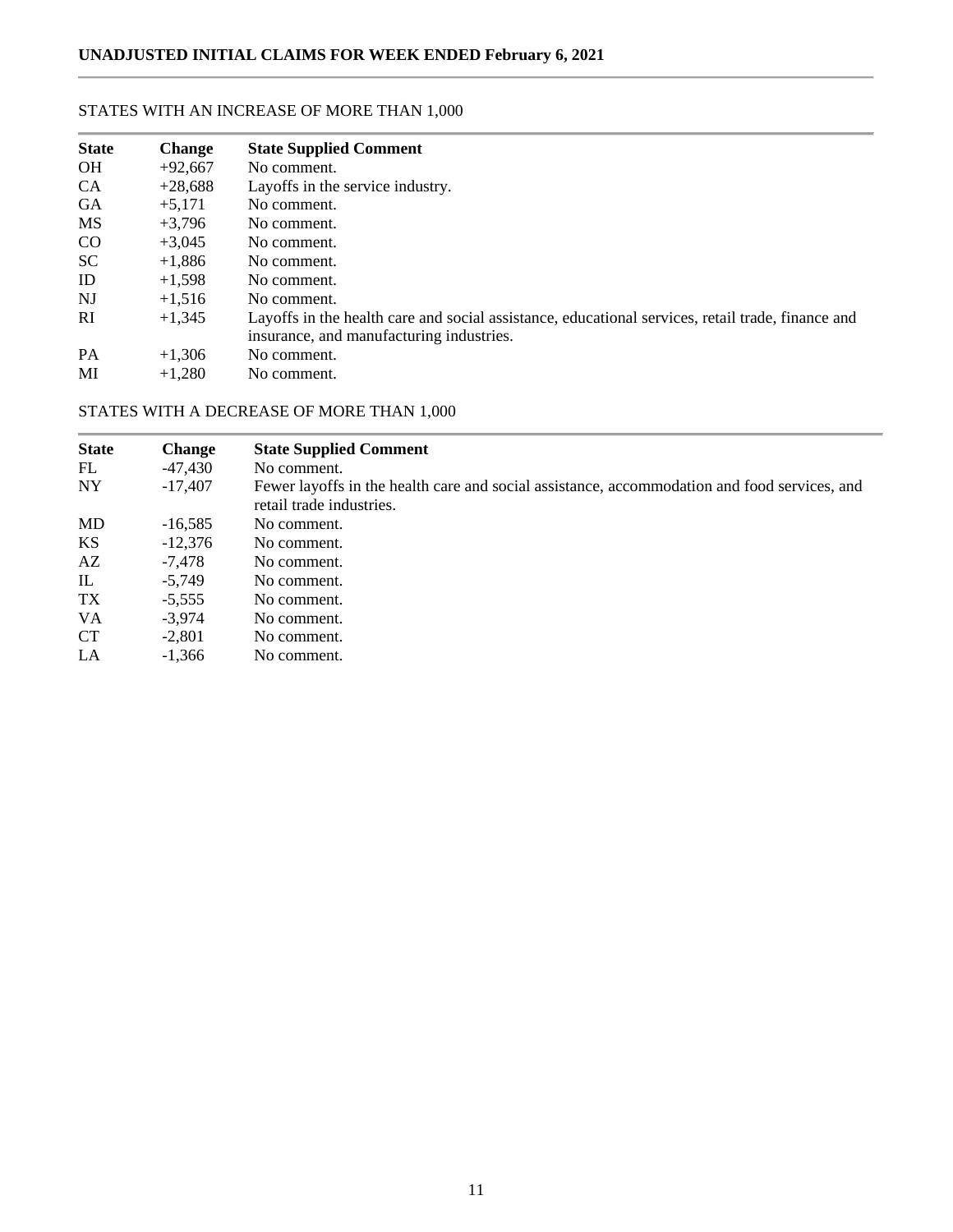## UNADJUSTED INITIAL CLAIMS FOR WEEK ENDED February 6, 2021

### STATES WITH AN INCREASE OF MORE THAN 1,000

| State | Change | State Supplied Comment |
|---|---|---|
| OH | +92,667 | No comment. |
| CA | +28,688 | Layoffs in the service industry. |
| GA | +5,171 | No comment. |
| MS | +3,796 | No comment. |
| CO | +3,045 | No comment. |
| SC | +1,886 | No comment. |
| ID | +1,598 | No comment. |
| NJ | +1,516 | No comment. |
| RI | +1,345 | Layoffs in the health care and social assistance, educational services, retail trade, finance and insurance, and manufacturing industries. |
| PA | +1,306 | No comment. |
| MI | +1,280 | No comment. |

### STATES WITH A DECREASE OF MORE THAN 1,000

| State | Change | State Supplied Comment |
|---|---|---|
| FL | -47,430 | No comment. |
| NY | -17,407 | Fewer layoffs in the health care and social assistance, accommodation and food services, and retail trade industries. |
| MD | -16,585 | No comment. |
| KS | -12,376 | No comment. |
| AZ | -7,478 | No comment. |
| IL | -5,749 | No comment. |
| TX | -5,555 | No comment. |
| VA | -3,974 | No comment. |
| CT | -2,801 | No comment. |
| LA | -1,366 | No comment. |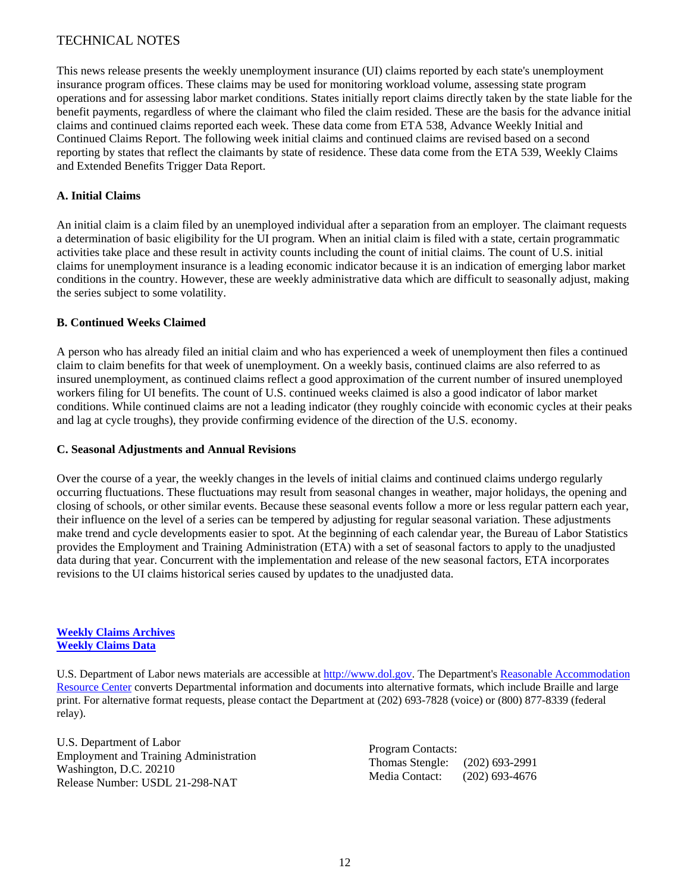# TECHNICAL NOTES

This news release presents the weekly unemployment insurance (UI) claims reported by each state's unemployment insurance program offices. These claims may be used for monitoring workload volume, assessing state program operations and for assessing labor market conditions. States initially report claims directly taken by the state liable for the benefit payments, regardless of where the claimant who filed the claim resided. These are the basis for the advance initial claims and continued claims reported each week. These data come from ETA 538, Advance Weekly Initial and Continued Claims Report. The following week initial claims and continued claims are revised based on a second reporting by states that reflect the claimants by state of residence. These data come from the ETA 539, Weekly Claims and Extended Benefits Trigger Data Report.

## A. Initial Claims

An initial claim is a claim filed by an unemployed individual after a separation from an employer. The claimant requests a determination of basic eligibility for the UI program. When an initial claim is filed with a state, certain programmatic activities take place and these result in activity counts including the count of initial claims. The count of U.S. initial claims for unemployment insurance is a leading economic indicator because it is an indication of emerging labor market conditions in the country. However, these are weekly administrative data which are difficult to seasonally adjust, making the series subject to some volatility.

## B. Continued Weeks Claimed

A person who has already filed an initial claim and who has experienced a week of unemployment then files a continued claim to claim benefits for that week of unemployment. On a weekly basis, continued claims are also referred to as insured unemployment, as continued claims reflect a good approximation of the current number of insured unemployed workers filing for UI benefits. The count of U.S. continued weeks claimed is also a good indicator of labor market conditions. While continued claims are not a leading indicator (they roughly coincide with economic cycles at their peaks and lag at cycle troughs), they provide confirming evidence of the direction of the U.S. economy.

## C. Seasonal Adjustments and Annual Revisions

Over the course of a year, the weekly changes in the levels of initial claims and continued claims undergo regularly occurring fluctuations. These fluctuations may result from seasonal changes in weather, major holidays, the opening and closing of schools, or other similar events. Because these seasonal events follow a more or less regular pattern each year, their influence on the level of a series can be tempered by adjusting for regular seasonal variation. These adjustments make trend and cycle developments easier to spot. At the beginning of each calendar year, the Bureau of Labor Statistics provides the Employment and Training Administration (ETA) with a set of seasonal factors to apply to the unadjusted data during that year. Concurrent with the implementation and release of the new seasonal factors, ETA incorporates revisions to the UI claims historical series caused by updates to the unadjusted data.

**Weekly Claims Archives**
**Weekly Claims Data**

U.S. Department of Labor news materials are accessible at http://www.dol.gov. The Department's Reasonable Accommodation Resource Center converts Departmental information and documents into alternative formats, which include Braille and large print. For alternative format requests, please contact the Department at (202) 693-7828 (voice) or (800) 877-8339 (federal relay).

U.S. Department of Labor
Employment and Training Administration
Washington, D.C. 20210
Release Number: USDL 21-298-NAT

Program Contacts:
Thomas Stengle: (202) 693-2991
Media Contact: (202) 693-4676